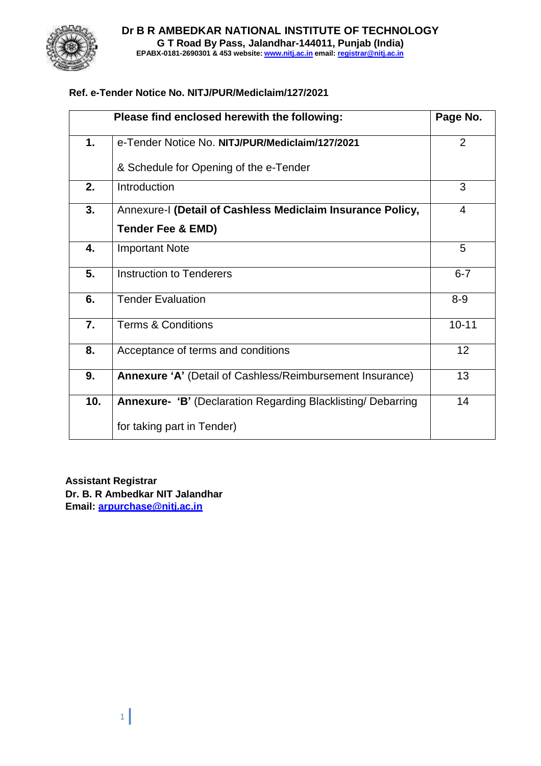# Dr B R AMBEDKAR NATIONAL INSTITUTE OF TECHNOLOGY

**G T Road By Pass, Jalandhar-144011, Punjab (India)**

**EPABX-0181-2690301 & 453 website: www.nitj.ac.in email: registrar@nitj.ac.in**

**Ref. e-Tender Notice No. NITJ/PUR/Mediclaim/127/2021**

| | Please find enclosed herewith the following: | Page No. |
|---|---|---|
| **1.** | e-Tender Notice No. **NITJ/PUR/Mediclaim/127/2021** & Schedule for Opening of the e-Tender | 2 |
| **2.** | Introduction | 3 |
| **3.** | Annexure-I **(Detail of Cashless Mediclaim Insurance Policy, Tender Fee & EMD)** | 4 |
| **4.** | Important Note | 5 |
| **5.** | Instruction to Tenderers | 6-7 |
| **6.** | Tender Evaluation | 8-9 |
| **7.** | Terms & Conditions | 10-11 |
| **8.** | Acceptance of terms and conditions | 12 |
| **9.** | **Annexure 'A'** (Detail of Cashless/Reimbursement Insurance) | 13 |
| **10.** | **Annexure- 'B'** (Declaration Regarding Blacklisting/ Debarring for taking part in Tender) | 14 |

**Assistant Registrar**
**Dr. B. R Ambedkar NIT Jalandhar**
**Email: arpurchase@nitj.ac.in**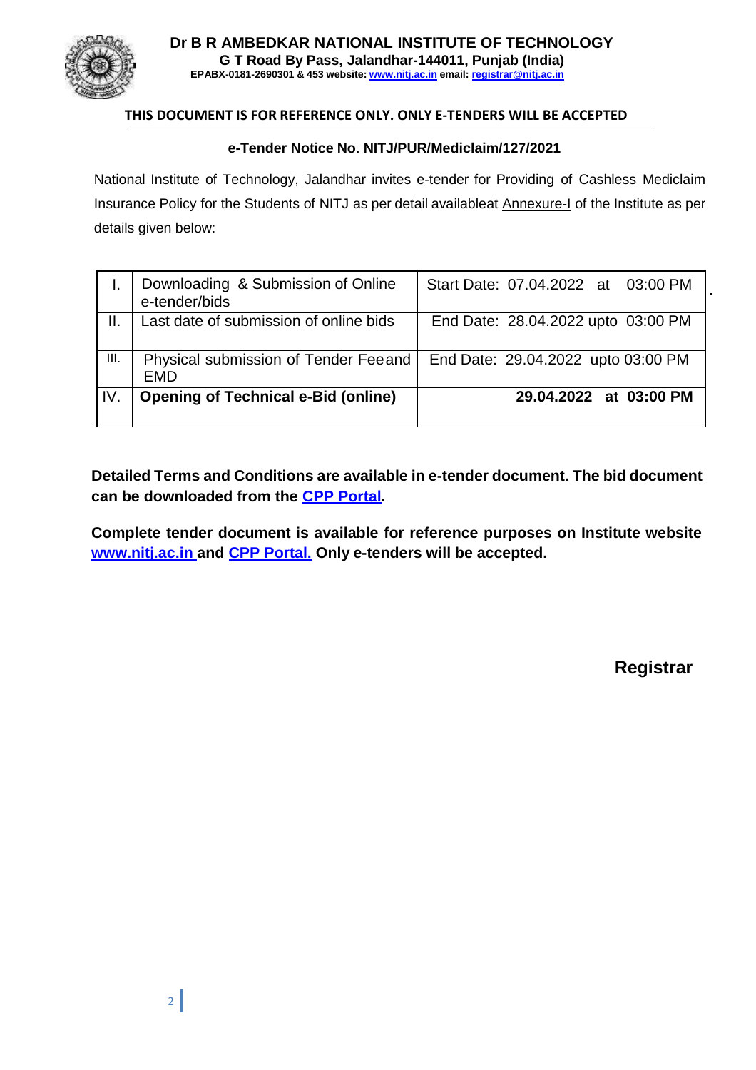# Dr B R AMBEDKAR NATIONAL INSTITUTE OF TECHNOLOGY

**G T Road By Pass, Jalandhar-144011, Punjab (India)**

**EPABX-0181-2690301 & 453 website: www.nitj.ac.in email: registrar@nitj.ac.in**

**THIS DOCUMENT IS FOR REFERENCE ONLY. ONLY E-TENDERS WILL BE ACCEPTED**

**e-Tender Notice No. NITJ/PUR/Mediclaim/127/2021**

National Institute of Technology, Jalandhar invites e-tender for Providing of Cashless Mediclaim Insurance Policy for the Students of NITJ as per detail availableat Annexure-I of the Institute as per details given below:

| | | |
|---|---|---|
| I. | Downloading & Submission of Online e-tender/bids | Start Date: 07.04.2022 at 03:00 PM |
| II. | Last date of submission of online bids | End Date: 28.04.2022 upto 03:00 PM |
| III. | Physical submission of Tender Feeand EMD | End Date: 29.04.2022 upto 03:00 PM |
| IV. | **Opening of Technical e-Bid (online)** | **29.04.2022 at 03:00 PM** |

**Detailed Terms and Conditions are available in e-tender document. The bid document can be downloaded from the CPP Portal.**

**Complete tender document is available for reference purposes on Institute website www.nitj.ac.in and CPP Portal. Only e-tenders will be accepted.**

**Registrar**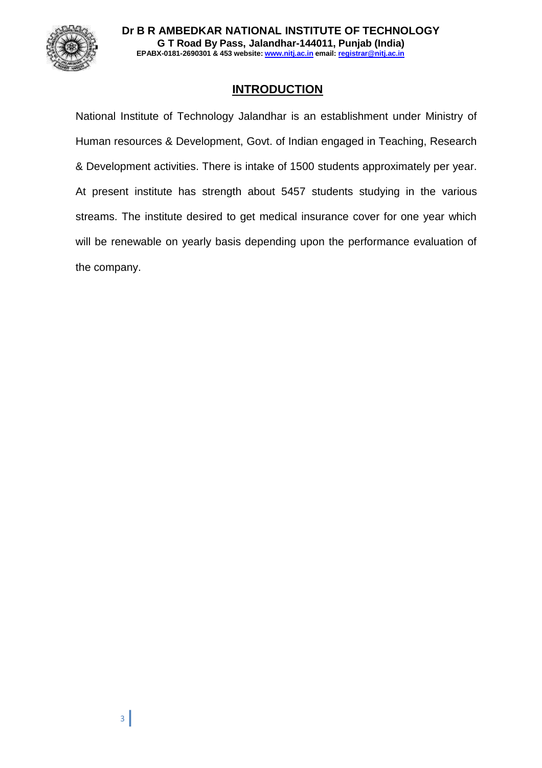# INTRODUCTION

National Institute of Technology Jalandhar is an establishment under Ministry of Human resources & Development, Govt. of Indian engaged in Teaching, Research & Development activities. There is intake of 1500 students approximately per year. At present institute has strength about 5457 students studying in the various streams. The institute desired to get medical insurance cover for one year which will be renewable on yearly basis depending upon the performance evaluation of the company.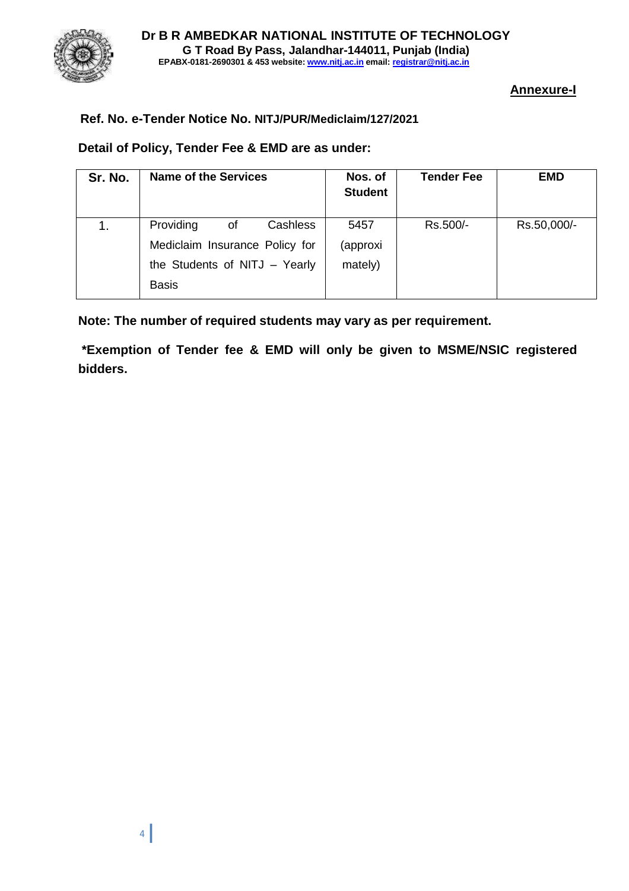**Dr B R AMBEDKAR NATIONAL INSTITUTE OF TECHNOLOGY**
**G T Road By Pass, Jalandhar-144011, Punjab (India)**
**EPABX-0181-2690301 & 453 website: www.nitj.ac.in email: registrar@nitj.ac.in**

**Annexure-I**

**Ref. No. e-Tender Notice No. NITJ/PUR/Mediclaim/127/2021**

**Detail of Policy, Tender Fee & EMD are as under:**

| Sr. No. | Name of the Services | Nos. of Student | Tender Fee | EMD |
|---|---|---|---|---|
| 1. | Providing of Cashless Mediclaim Insurance Policy for the Students of NITJ – Yearly Basis | 5457 (approximately) | Rs.500/- | Rs.50,000/- |

**Note: The number of required students may vary as per requirement.**

**\*Exemption of Tender fee & EMD will only be given to MSME/NSIC registered bidders.**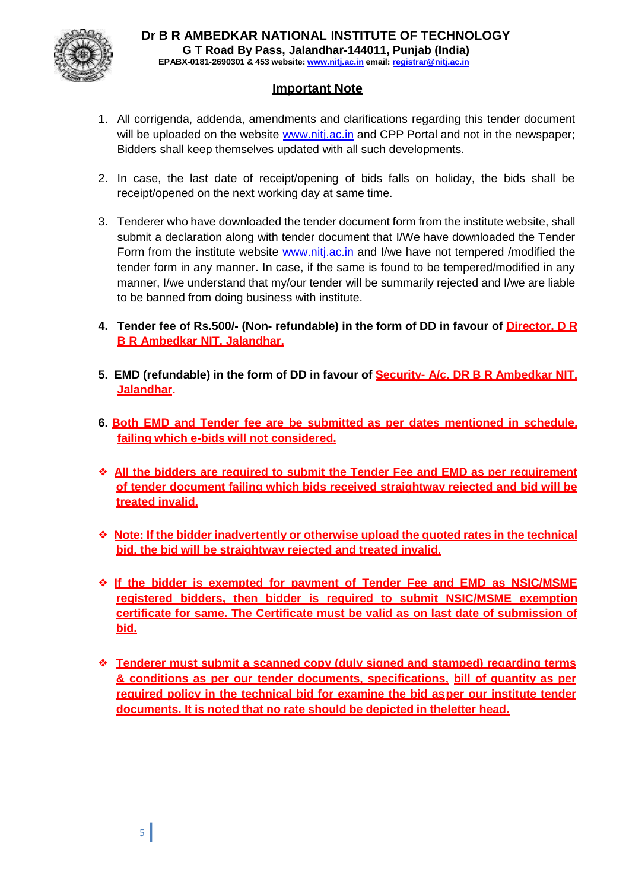**Dr B R AMBEDKAR NATIONAL INSTITUTE OF TECHNOLOGY**
**G T Road By Pass, Jalandhar-144011, Punjab (India)**
**EPABX-0181-2690301 & 453 website: www.nitj.ac.in email: registrar@nitj.ac.in**

## Important Note

1. All corrigenda, addenda, amendments and clarifications regarding this tender document will be uploaded on the website www.nitj.ac.in and CPP Portal and not in the newspaper; Bidders shall keep themselves updated with all such developments.

2. In case, the last date of receipt/opening of bids falls on holiday, the bids shall be receipt/opened on the next working day at same time.

3. Tenderer who have downloaded the tender document form from the institute website, shall submit a declaration along with tender document that I/We have downloaded the Tender Form from the institute website www.nitj.ac.in and I/we have not tempered /modified the tender form in any manner. In case, if the same is found to be tempered/modified in any manner, I/we understand that my/our tender will be summarily rejected and I/we are liable to be banned from doing business with institute.

4. **Tender fee of Rs.500/- (Non- refundable) in the form of DD in favour of Director, D R B R Ambedkar NIT, Jalandhar.**

5. **EMD (refundable) in the form of DD in favour of Security- A/c, DR B R Ambedkar NIT, Jalandhar.**

6. **Both EMD and Tender fee are be submitted as per dates mentioned in schedule, failing which e-bids will not considered.**

- **All the bidders are required to submit the Tender Fee and EMD as per requirement of tender document failing which bids received straightway rejected and bid will be treated invalid.**

- **Note: If the bidder inadvertently or otherwise upload the quoted rates in the technical bid, the bid will be straightway rejected and treated invalid.**

- **If the bidder is exempted for payment of Tender Fee and EMD as NSIC/MSME registered bidders, then bidder is required to submit NSIC/MSME exemption certificate for same. The Certificate must be valid as on last date of submission of bid.**

- **Tenderer must submit a scanned copy (duly signed and stamped) regarding terms & conditions as per our tender documents, specifications, bill of quantity as per required policy in the technical bid for examine the bid as per our institute tender documents. It is noted that no rate should be depicted in the letter head.**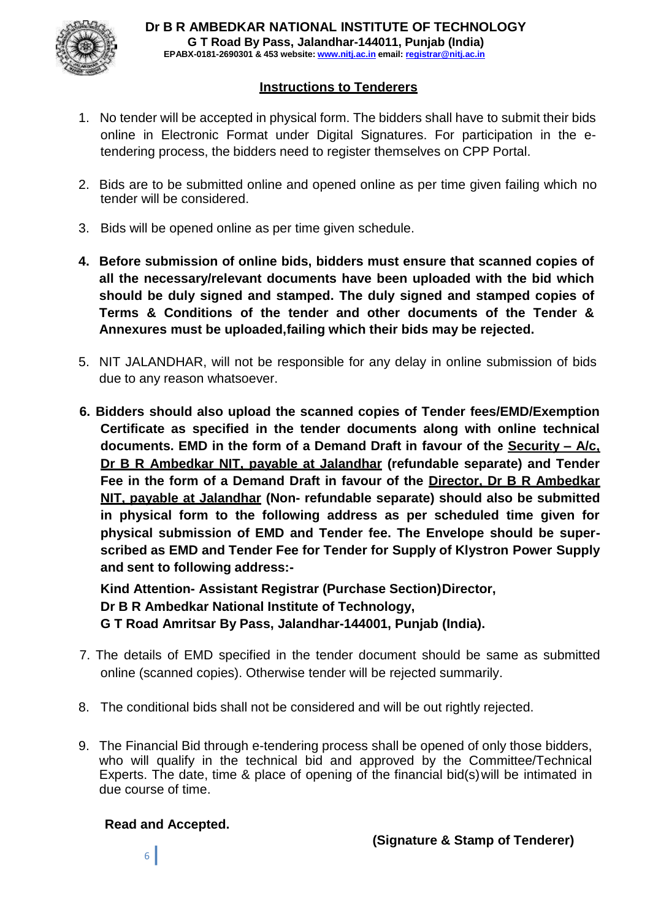**Dr B R AMBEDKAR NATIONAL INSTITUTE OF TECHNOLOGY**
**G T Road By Pass, Jalandhar-144011, Punjab (India)**
**EPABX-0181-2690301 & 453 website: www.nitj.ac.in email: registrar@nitj.ac.in**

## Instructions to Tenderers

1. No tender will be accepted in physical form. The bidders shall have to submit their bids online in Electronic Format under Digital Signatures. For participation in the e-tendering process, the bidders need to register themselves on CPP Portal.

2. Bids are to be submitted online and opened online as per time given failing which no tender will be considered.

3. Bids will be opened online as per time given schedule.

4. **Before submission of online bids, bidders must ensure that scanned copies of all the necessary/relevant documents have been uploaded with the bid which should be duly signed and stamped. The duly signed and stamped copies of Terms & Conditions of the tender and other documents of the Tender & Annexures must be uploaded,failing which their bids may be rejected.**

5. NIT JALANDHAR, will not be responsible for any delay in online submission of bids due to any reason whatsoever.

6. **Bidders should also upload the scanned copies of Tender fees/EMD/Exemption Certificate as specified in the tender documents along with online technical documents. EMD in the form of a Demand Draft in favour of the Security – A/c, Dr B R Ambedkar NIT, payable at Jalandhar (refundable separate) and Tender Fee in the form of a Demand Draft in favour of the Director, Dr B R Ambedkar NIT, payable at Jalandhar (Non- refundable separate) should also be submitted in physical form to the following address as per scheduled time given for physical submission of EMD and Tender fee. The Envelope should be super-scribed as EMD and Tender Fee for Tender for Supply of Klystron Power Supply and sent to following address:-**

   **Kind Attention- Assistant Registrar (Purchase Section)Director,**
   **Dr B R Ambedkar National Institute of Technology,**
   **G T Road Amritsar By Pass, Jalandhar-144001, Punjab (India).**

7. The details of EMD specified in the tender document should be same as submitted online (scanned copies). Otherwise tender will be rejected summarily.

8. The conditional bids shall not be considered and will be out rightly rejected.

9. The Financial Bid through e-tendering process shall be opened of only those bidders, who will qualify in the technical bid and approved by the Committee/Technical Experts. The date, time & place of opening of the financial bid(s) will be intimated in due course of time.

**Read and Accepted.**

**(Signature & Stamp of Tenderer)**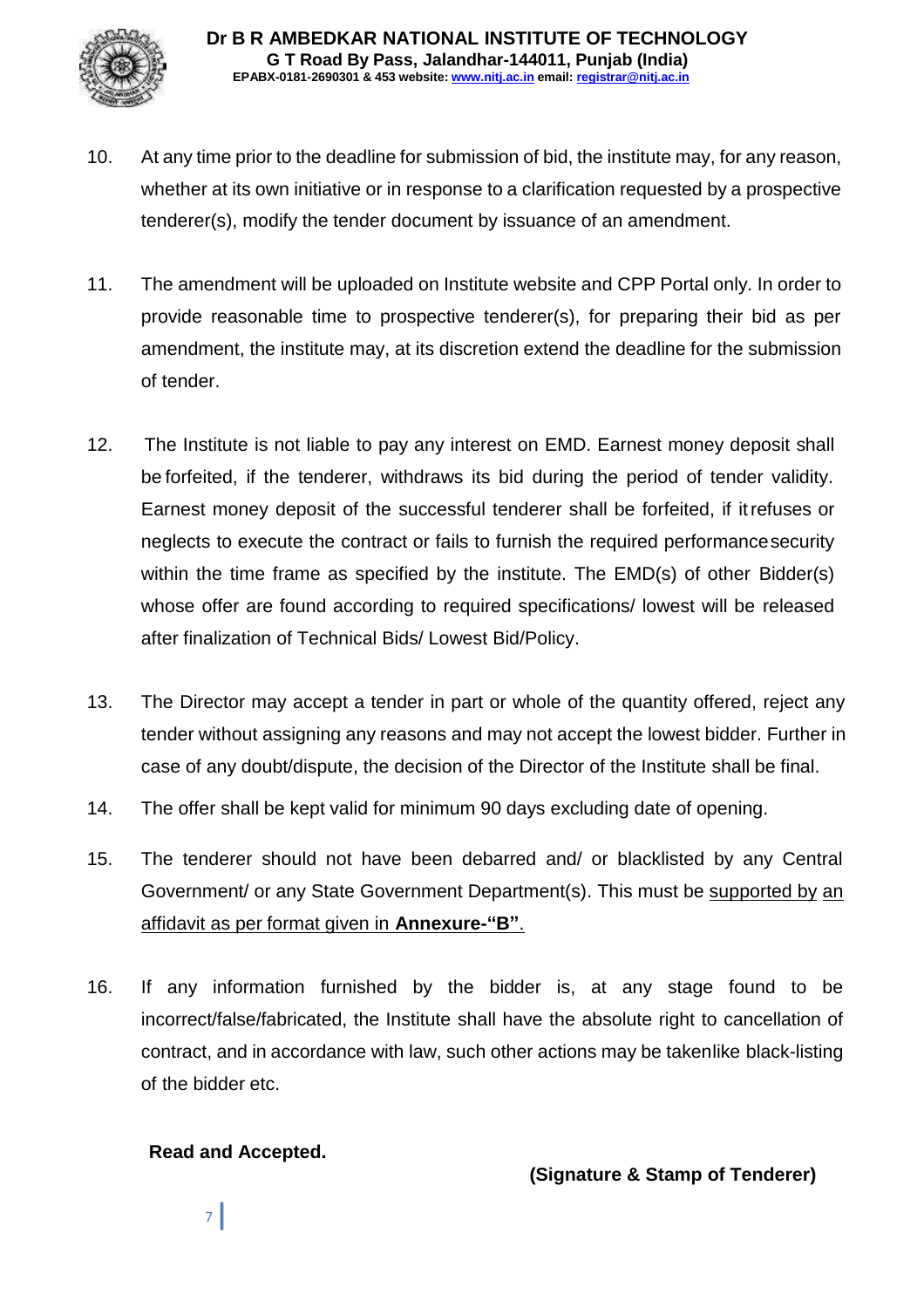10. At any time prior to the deadline for submission of bid, the institute may, for any reason, whether at its own initiative or in response to a clarification requested by a prospective tenderer(s), modify the tender document by issuance of an amendment.

11. The amendment will be uploaded on Institute website and CPP Portal only. In order to provide reasonable time to prospective tenderer(s), for preparing their bid as per amendment, the institute may, at its discretion extend the deadline for the submission of tender.

12. The Institute is not liable to pay any interest on EMD. Earnest money deposit shall be forfeited, if the tenderer, withdraws its bid during the period of tender validity. Earnest money deposit of the successful tenderer shall be forfeited, if it refuses or neglects to execute the contract or fails to furnish the required performance security within the time frame as specified by the institute. The EMD(s) of other Bidder(s) whose offer are found according to required specifications/ lowest will be released after finalization of Technical Bids/ Lowest Bid/Policy.

13. The Director may accept a tender in part or whole of the quantity offered, reject any tender without assigning any reasons and may not accept the lowest bidder. Further in case of any doubt/dispute, the decision of the Director of the Institute shall be final.

14. The offer shall be kept valid for minimum 90 days excluding date of opening.

15. The tenderer should not have been debarred and/ or blacklisted by any Central Government/ or any State Government Department(s). This must be supported by an affidavit as per format given in **Annexure-"B"**.

16. If any information furnished by the bidder is, at any stage found to be incorrect/false/fabricated, the Institute shall have the absolute right to cancellation of contract, and in accordance with law, such other actions may be taken like black-listing of the bidder etc.

**Read and Accepted.**

**(Signature & Stamp of Tenderer)**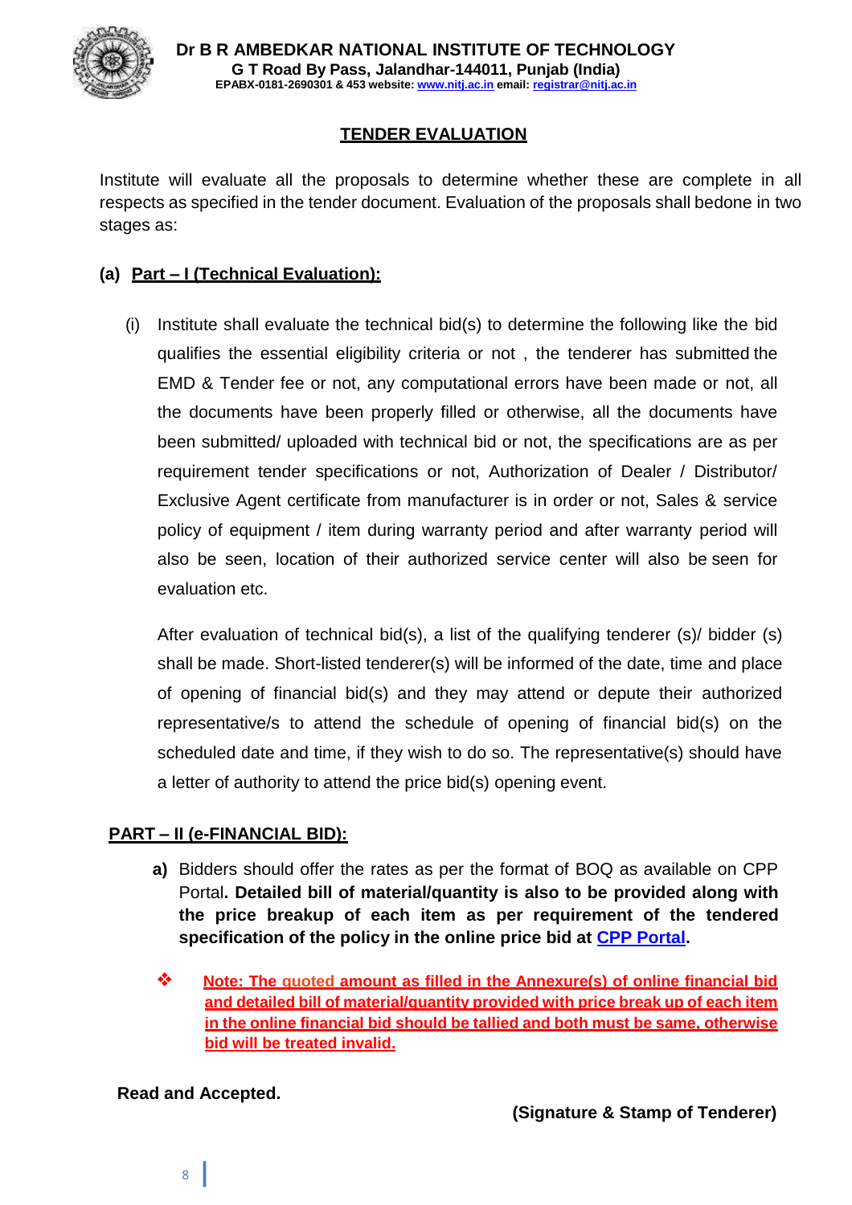**Dr B R AMBEDKAR NATIONAL INSTITUTE OF TECHNOLOGY**
**G T Road By Pass, Jalandhar-144011, Punjab (India)**
**EPABX-0181-2690301 & 453 website: www.nitj.ac.in email: registrar@nitj.ac.in**

## TENDER EVALUATION

Institute will evaluate all the proposals to determine whether these are complete in all respects as specified in the tender document. Evaluation of the proposals shall bedone in two stages as:

### (a) Part – I (Technical Evaluation):

(i) Institute shall evaluate the technical bid(s) to determine the following like the bid qualifies the essential eligibility criteria or not , the tenderer has submitted the EMD & Tender fee or not, any computational errors have been made or not, all the documents have been properly filled or otherwise, all the documents have been submitted/ uploaded with technical bid or not, the specifications are as per requirement tender specifications or not, Authorization of Dealer / Distributor/ Exclusive Agent certificate from manufacturer is in order or not, Sales & service policy of equipment / item during warranty period and after warranty period will also be seen, location of their authorized service center will also be seen for evaluation etc.

After evaluation of technical bid(s), a list of the qualifying tenderer (s)/ bidder (s) shall be made. Short-listed tenderer(s) will be informed of the date, time and place of opening of financial bid(s) and they may attend or depute their authorized representative/s to attend the schedule of opening of financial bid(s) on the scheduled date and time, if they wish to do so. The representative(s) should have a letter of authority to attend the price bid(s) opening event.

### PART – II (e-FINANCIAL BID):

**a)** Bidders should offer the rates as per the format of BOQ as available on CPP Portal**. Detailed bill of material/quantity is also to be provided along with the price breakup of each item as per requirement of the tendered specification of the policy in the online price bid at CPP Portal.**

- **Note: The quoted amount as filled in the Annexure(s) of online financial bid and detailed bill of material/quantity provided with price break up of each item in the online financial bid should be tallied and both must be same, otherwise bid will be treated invalid.**

**Read and Accepted.**

**(Signature & Stamp of Tenderer)**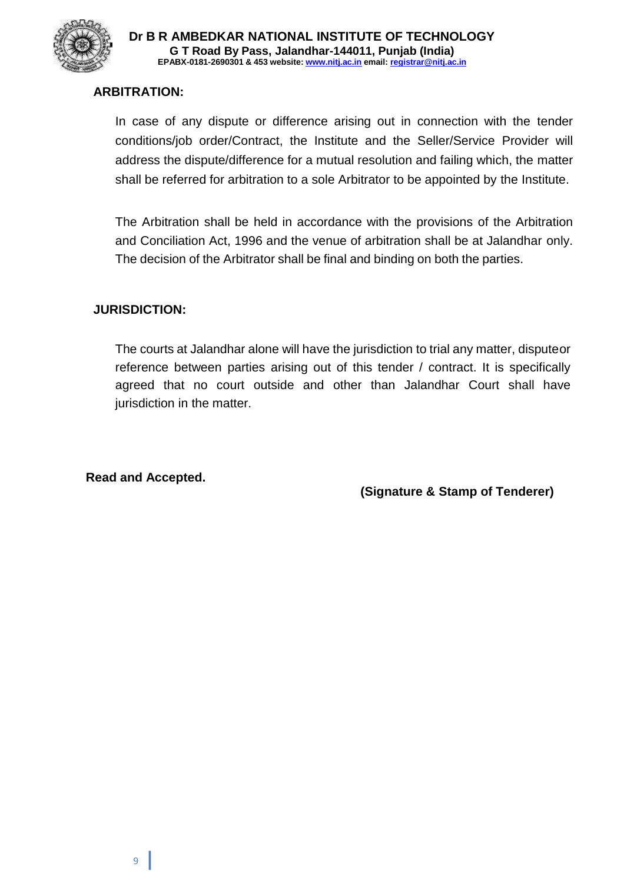## ARBITRATION:

In case of any dispute or difference arising out in connection with the tender conditions/job order/Contract, the Institute and the Seller/Service Provider will address the dispute/difference for a mutual resolution and failing which, the matter shall be referred for arbitration to a sole Arbitrator to be appointed by the Institute.

The Arbitration shall be held in accordance with the provisions of the Arbitration and Conciliation Act, 1996 and the venue of arbitration shall be at Jalandhar only. The decision of the Arbitrator shall be final and binding on both the parties.

## JURISDICTION:

The courts at Jalandhar alone will have the jurisdiction to trial any matter, disputeor reference between parties arising out of this tender / contract. It is specifically agreed that no court outside and other than Jalandhar Court shall have jurisdiction in the matter.

**Read and Accepted.**

**(Signature & Stamp of Tenderer)**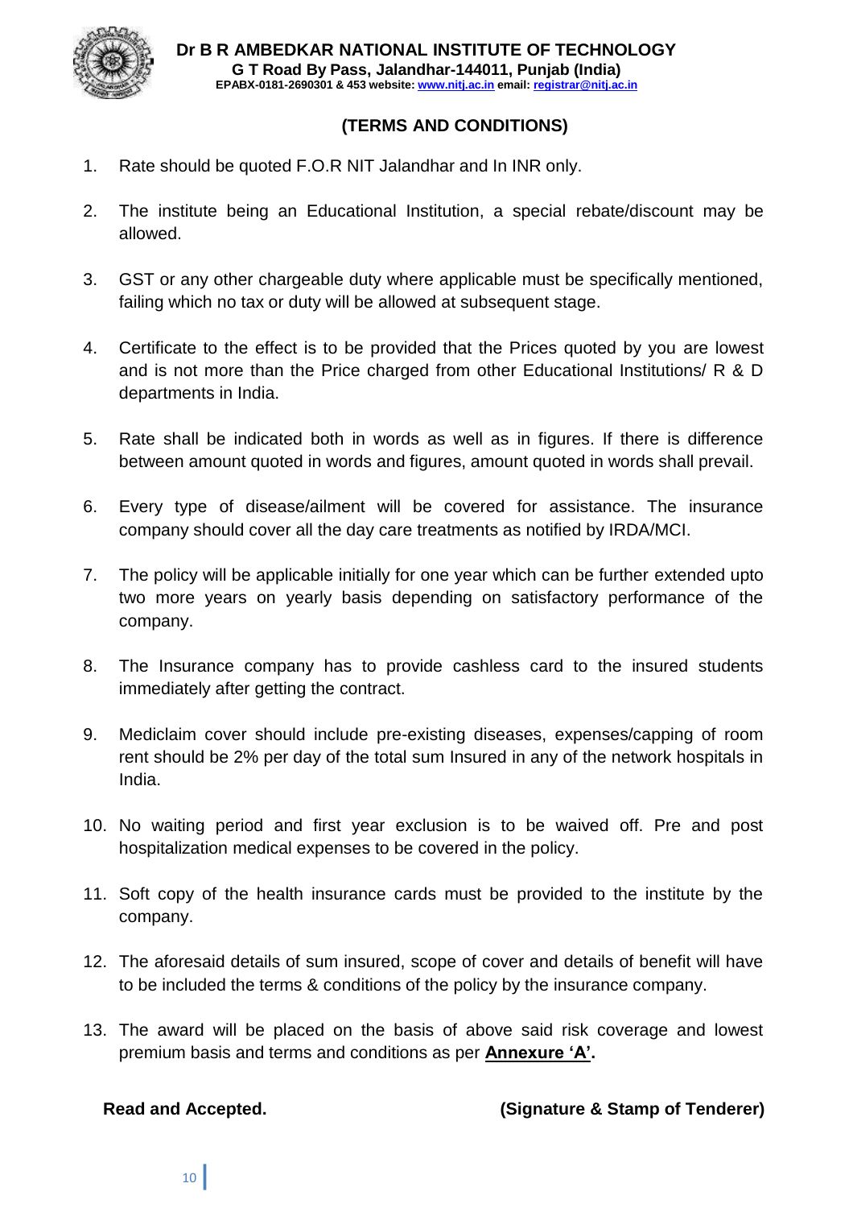**Dr B R AMBEDKAR NATIONAL INSTITUTE OF TECHNOLOGY**
**G T Road By Pass, Jalandhar-144011, Punjab (India)**
**EPABX-0181-2690301 & 453 website: www.nitj.ac.in email: registrar@nitj.ac.in**

## (TERMS AND CONDITIONS)

1. Rate should be quoted F.O.R NIT Jalandhar and In INR only.

2. The institute being an Educational Institution, a special rebate/discount may be allowed.

3. GST or any other chargeable duty where applicable must be specifically mentioned, failing which no tax or duty will be allowed at subsequent stage.

4. Certificate to the effect is to be provided that the Prices quoted by you are lowest and is not more than the Price charged from other Educational Institutions/ R & D departments in India.

5. Rate shall be indicated both in words as well as in figures. If there is difference between amount quoted in words and figures, amount quoted in words shall prevail.

6. Every type of disease/ailment will be covered for assistance. The insurance company should cover all the day care treatments as notified by IRDA/MCI.

7. The policy will be applicable initially for one year which can be further extended upto two more years on yearly basis depending on satisfactory performance of the company.

8. The Insurance company has to provide cashless card to the insured students immediately after getting the contract.

9. Mediclaim cover should include pre-existing diseases, expenses/capping of room rent should be 2% per day of the total sum Insured in any of the network hospitals in India.

10. No waiting period and first year exclusion is to be waived off. Pre and post hospitalization medical expenses to be covered in the policy.

11. Soft copy of the health insurance cards must be provided to the institute by the company.

12. The aforesaid details of sum insured, scope of cover and details of benefit will have to be included the terms & conditions of the policy by the insurance company.

13. The award will be placed on the basis of above said risk coverage and lowest premium basis and terms and conditions as per **Annexure 'A'.**

**Read and Accepted.** **(Signature & Stamp of Tenderer)**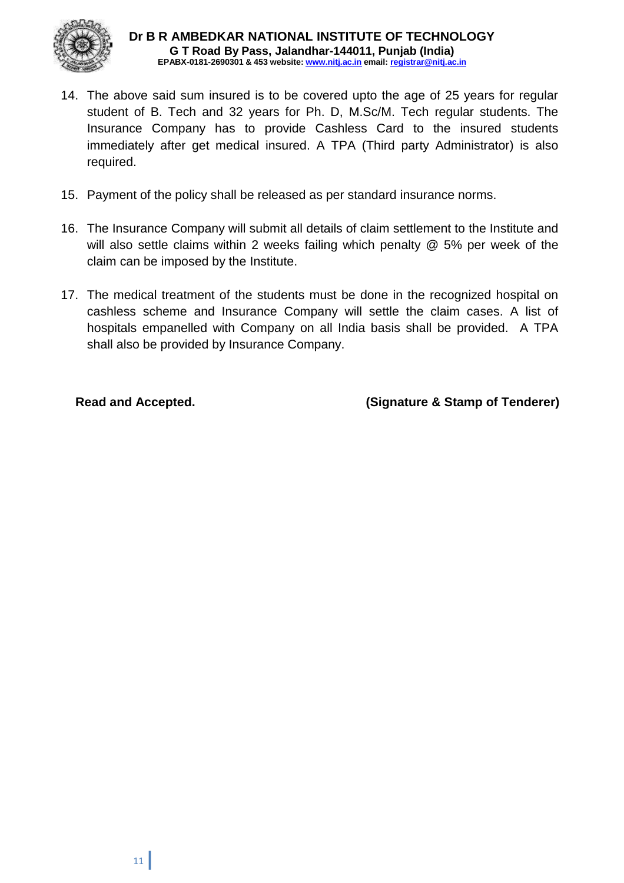14. The above said sum insured is to be covered upto the age of 25 years for regular student of B. Tech and 32 years for Ph. D, M.Sc/M. Tech regular students. The Insurance Company has to provide Cashless Card to the insured students immediately after get medical insured. A TPA (Third party Administrator) is also required.

15. Payment of the policy shall be released as per standard insurance norms.

16. The Insurance Company will submit all details of claim settlement to the Institute and will also settle claims within 2 weeks failing which penalty @ 5% per week of the claim can be imposed by the Institute.

17. The medical treatment of the students must be done in the recognized hospital on cashless scheme and Insurance Company will settle the claim cases. A list of hospitals empanelled with Company on all India basis shall be provided. A TPA shall also be provided by Insurance Company.

**Read and Accepted.** **(Signature & Stamp of Tenderer)**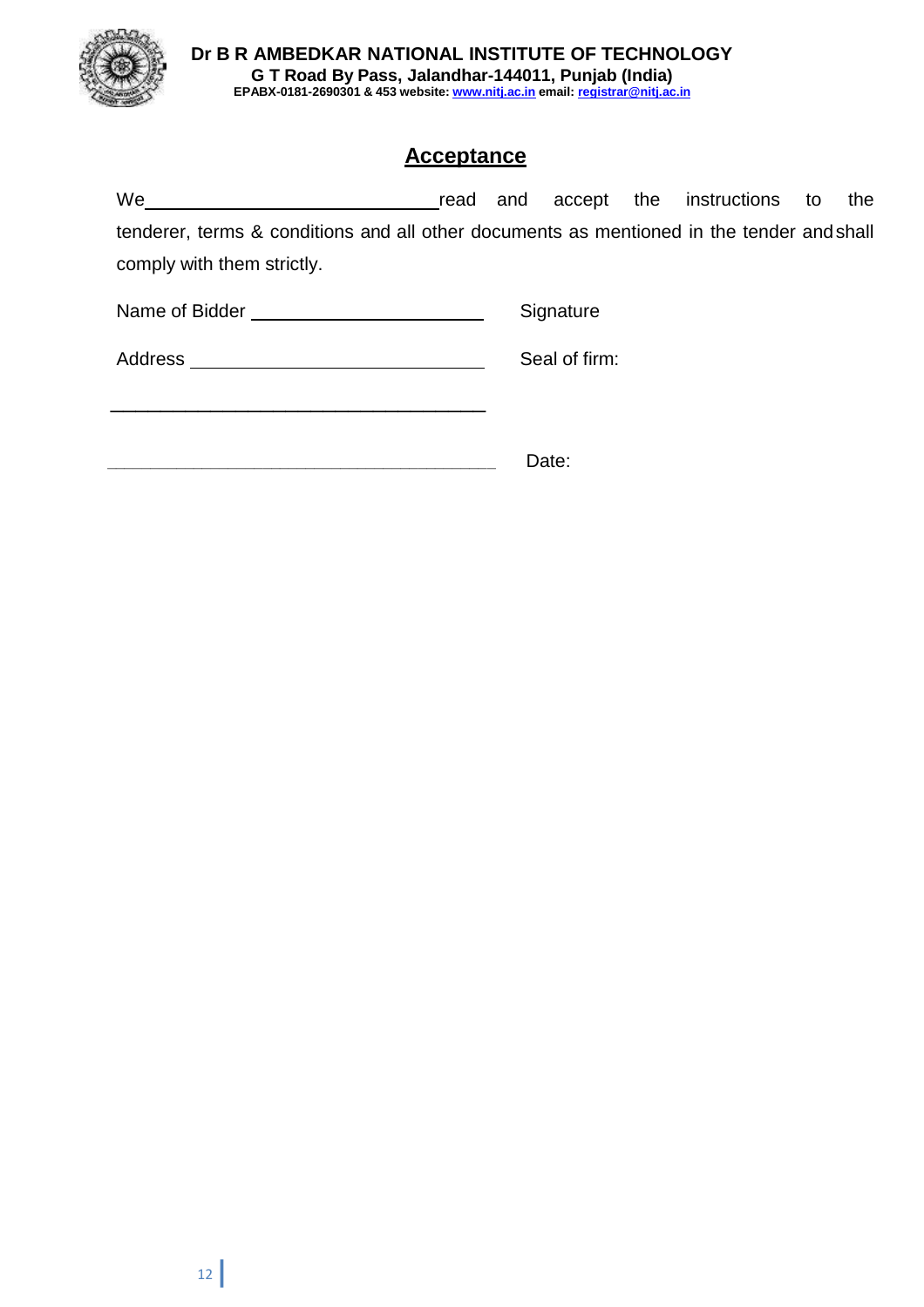**Dr B R AMBEDKAR NATIONAL INSTITUTE OF TECHNOLOGY**
**G T Road By Pass, Jalandhar-144011, Punjab (India)**
**EPABX-0181-2690301 & 453 website: www.nitj.ac.in email: registrar@nitj.ac.in**

## Acceptance

We\_\_\_\_\_\_\_\_\_\_\_\_\_\_\_\_\_\_\_\_\_\_\_\_\_\_\_\_\_\_ read and accept the instructions to the tenderer, terms & conditions and all other documents as mentioned in the tender and shall comply with them strictly.

Name of Bidder \_\_\_\_\_\_\_\_\_\_\_\_\_\_\_\_\_\_\_\_\_\_\_\_ Signature

Address \_\_\_\_\_\_\_\_\_\_\_\_\_\_\_\_\_\_\_\_\_\_\_\_\_\_\_\_\_\_ Seal of firm:

\_\_\_\_\_\_\_\_\_\_\_\_\_\_\_\_\_\_\_\_\_\_\_\_\_\_\_\_\_\_\_\_\_\_\_\_\_\_

\_\_\_\_\_\_\_\_\_\_\_\_\_\_\_\_\_\_\_\_\_\_\_\_\_\_\_\_\_\_\_\_\_\_\_\_\_\_ Date: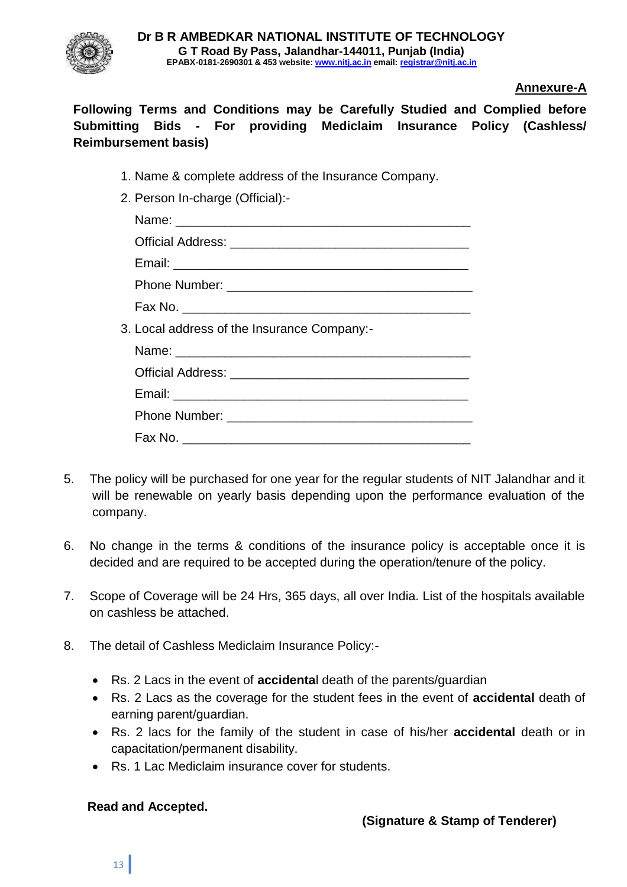**Dr B R AMBEDKAR NATIONAL INSTITUTE OF TECHNOLOGY**
**G T Road By Pass, Jalandhar-144011, Punjab (India)**
**EPABX-0181-2690301 & 453 website: www.nitj.ac.in email: registrar@nitj.ac.in**

**Annexure-A**

**Following Terms and Conditions may be Carefully Studied and Complied before Submitting Bids - For providing Mediclaim Insurance Policy (Cashless/ Reimbursement basis)**

1. Name & complete address of the Insurance Company.
2. Person In-charge (Official):-

   Name: ___________________________________________

   Official Address: __________________________________

   Email: ___________________________________________

   Phone Number: ___________________________________

   Fax No. __________________________________________

3. Local address of the Insurance Company:-

   Name: ___________________________________________

   Official Address: __________________________________

   Email: ___________________________________________

   Phone Number: ___________________________________

   Fax No. __________________________________________

5. The policy will be purchased for one year for the regular students of NIT Jalandhar and it will be renewable on yearly basis depending upon the performance evaluation of the company.

6. No change in the terms & conditions of the insurance policy is acceptable once it is decided and are required to be accepted during the operation/tenure of the policy.

7. Scope of Coverage will be 24 Hrs, 365 days, all over India. List of the hospitals available on cashless be attached.

8. The detail of Cashless Mediclaim Insurance Policy:-

   - Rs. 2 Lacs in the event of **accidenta**l death of the parents/guardian
   - Rs. 2 Lacs as the coverage for the student fees in the event of **accidental** death of earning parent/guardian.
   - Rs. 2 lacs for the family of the student in case of his/her **accidental** death or in capacitation/permanent disability.
   - Rs. 1 Lac Mediclaim insurance cover for students.

**Read and Accepted.**

**(Signature & Stamp of Tenderer)**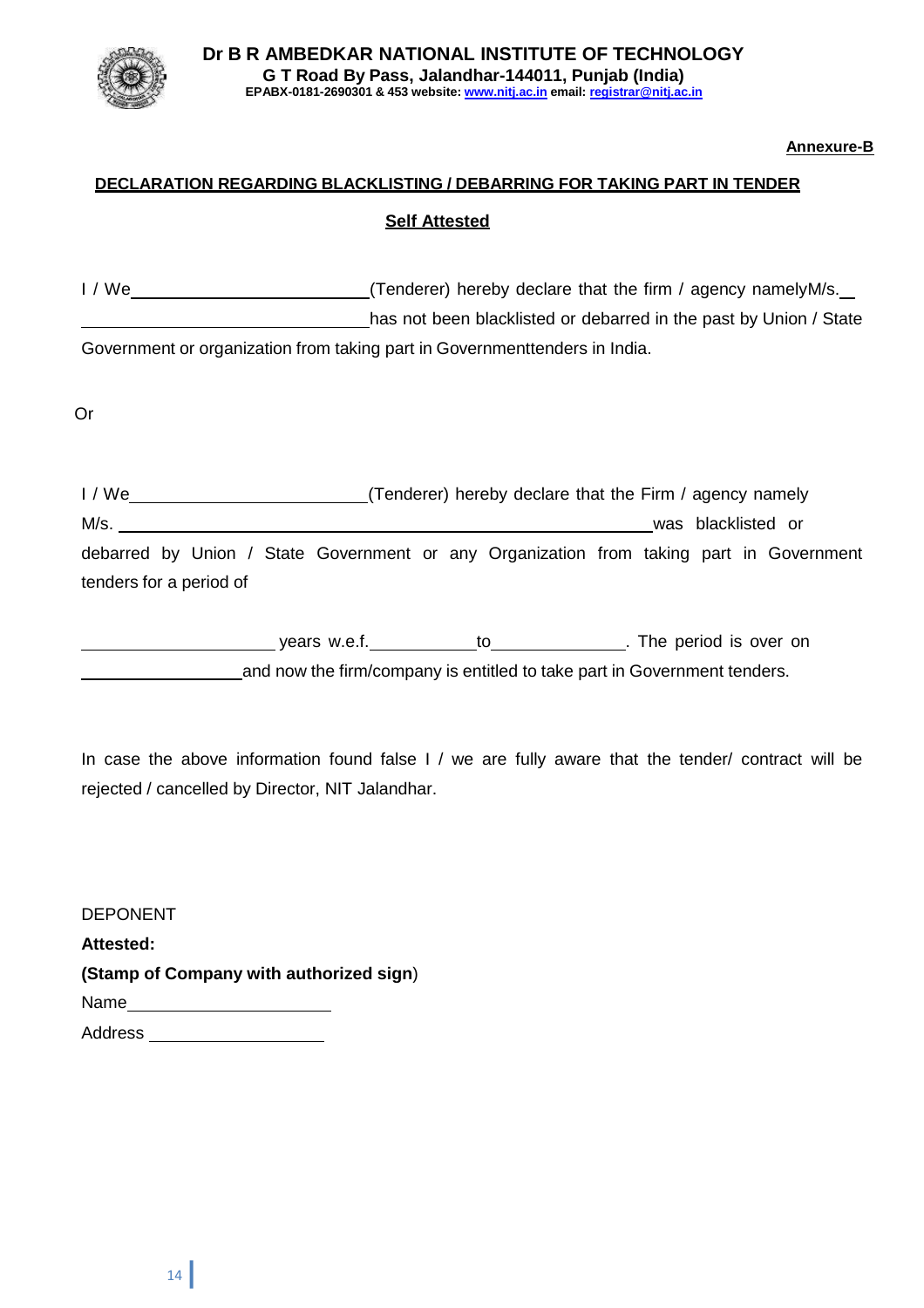**Dr B R AMBEDKAR NATIONAL INSTITUTE OF TECHNOLOGY**
**G T Road By Pass, Jalandhar-144011, Punjab (India)**
**EPABX-0181-2690301 & 453 website: www.nitj.ac.in email: registrar@nitj.ac.in**

**Annexure-B**

**DECLARATION REGARDING BLACKLISTING / DEBARRING FOR TAKING PART IN TENDER**

**Self Attested**

I / We\_\_\_\_\_\_\_\_\_\_\_\_\_\_\_\_\_\_\_\_\_\_\_\_\_(Tenderer) hereby declare that the firm / agency namelyM/s.\_\_ \_\_\_\_\_\_\_\_\_\_\_\_\_\_\_\_\_\_\_\_\_\_\_\_\_\_\_\_has not been blacklisted or debarred in the past by Union / State Government or organization from taking part in Governmenttenders in India.

Or

I / We\_\_\_\_\_\_\_\_\_\_\_\_\_\_\_\_\_\_\_\_\_\_\_\_\_(Tenderer) hereby declare that the Firm / agency namely M/s. \_\_\_\_\_\_\_\_\_\_\_\_\_\_\_\_\_\_\_\_\_\_\_\_\_\_\_\_\_\_\_\_\_\_\_\_\_\_\_\_\_\_\_\_\_\_\_\_\_\_\_\_was blacklisted or debarred by Union / State Government or any Organization from taking part in Government tenders for a period of

\_\_\_\_\_\_\_\_\_\_\_\_\_\_\_\_\_\_\_\_ years w.e.f.\_\_\_\_\_\_\_\_\_\_\_to\_\_\_\_\_\_\_\_\_\_\_\_\_\_. The period is over on \_\_\_\_\_\_\_\_\_\_\_\_\_\_\_\_\_and now the firm/company is entitled to take part in Government tenders.

In case the above information found false I / we are fully aware that the tender/ contract will be rejected / cancelled by Director, NIT Jalandhar.

DEPONENT

**Attested:**

**(Stamp of Company with authorized sign**)

Name\_\_\_\_\_\_\_\_\_\_\_\_\_\_\_\_\_\_\_\_\_

Address \_\_\_\_\_\_\_\_\_\_\_\_\_\_\_\_\_\_